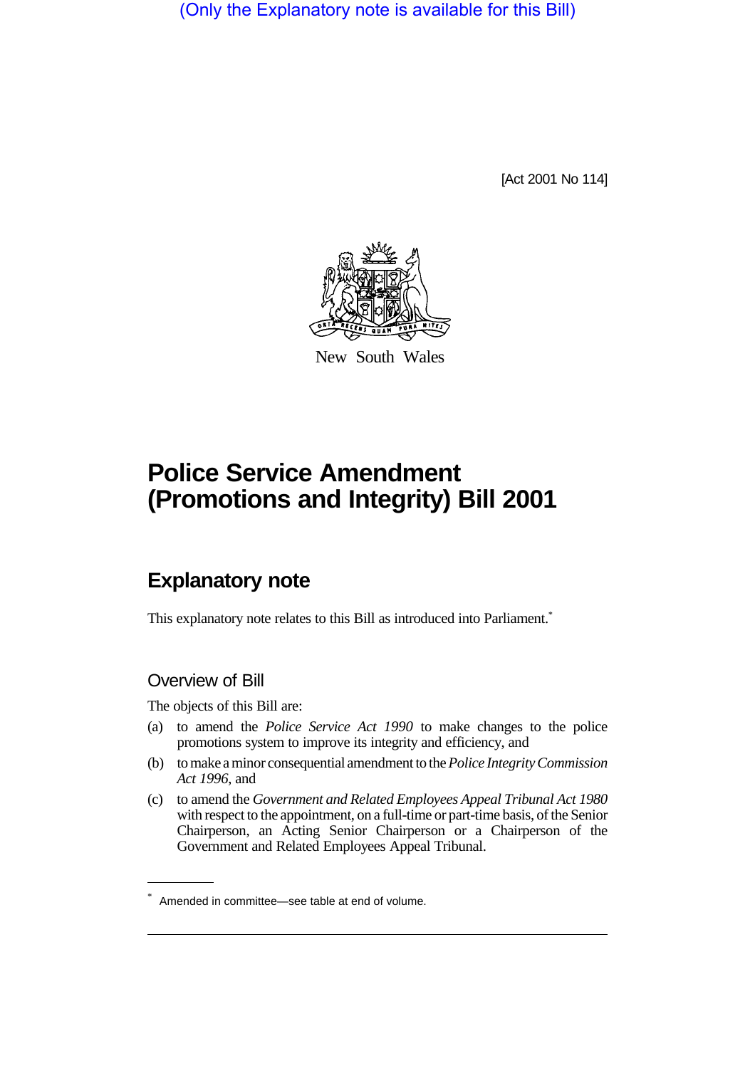(Only the Explanatory note is available for this Bill)

[Act 2001 No 114]

New South Wales

# Police Service Amendment (Promotions and Integrity) Bill 2001

## Explanatory note

This explanatory note relates to this Bill as introduced into Parliament.*

### Overview of Bill

The objects of this Bill are:

(a) to amend the *Police Service Act 1990* to make changes to the police promotions system to improve its integrity and efficiency, and

(b) to make a minor consequential amendment to the *Police Integrity Commission Act 1996*, and

(c) to amend the *Government and Related Employees Appeal Tribunal Act 1980* with respect to the appointment, on a full-time or part-time basis, of the Senior Chairperson, an Acting Senior Chairperson or a Chairperson of the Government and Related Employees Appeal Tribunal.

* Amended in committee—see table at end of volume.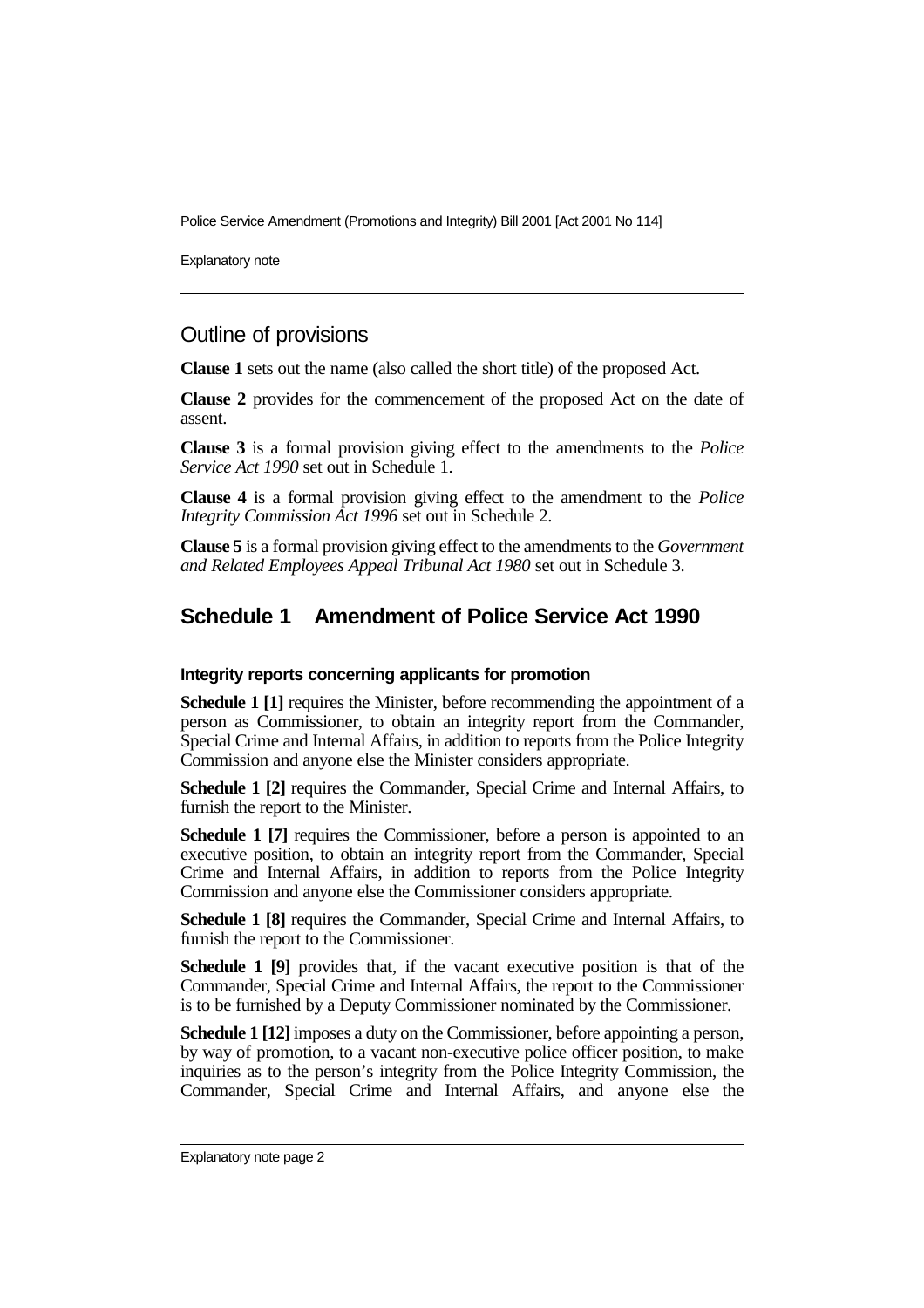## Outline of provisions

**Clause 1** sets out the name (also called the short title) of the proposed Act.

**Clause 2** provides for the commencement of the proposed Act on the date of assent.

**Clause 3** is a formal provision giving effect to the amendments to the *Police Service Act 1990* set out in Schedule 1.

**Clause 4** is a formal provision giving effect to the amendment to the *Police Integrity Commission Act 1996* set out in Schedule 2.

**Clause 5** is a formal provision giving effect to the amendments to the *Government and Related Employees Appeal Tribunal Act 1980* set out in Schedule 3.

## Schedule 1 Amendment of Police Service Act 1990

### Integrity reports concerning applicants for promotion

**Schedule 1 [1]** requires the Minister, before recommending the appointment of a person as Commissioner, to obtain an integrity report from the Commander, Special Crime and Internal Affairs, in addition to reports from the Police Integrity Commission and anyone else the Minister considers appropriate.

**Schedule 1 [2]** requires the Commander, Special Crime and Internal Affairs, to furnish the report to the Minister.

**Schedule 1 [7]** requires the Commissioner, before a person is appointed to an executive position, to obtain an integrity report from the Commander, Special Crime and Internal Affairs, in addition to reports from the Police Integrity Commission and anyone else the Commissioner considers appropriate.

**Schedule 1 [8]** requires the Commander, Special Crime and Internal Affairs, to furnish the report to the Commissioner.

**Schedule 1 [9]** provides that, if the vacant executive position is that of the Commander, Special Crime and Internal Affairs, the report to the Commissioner is to be furnished by a Deputy Commissioner nominated by the Commissioner.

**Schedule 1 [12]** imposes a duty on the Commissioner, before appointing a person, by way of promotion, to a vacant non-executive police officer position, to make inquiries as to the person's integrity from the Police Integrity Commission, the Commander, Special Crime and Internal Affairs, and anyone else the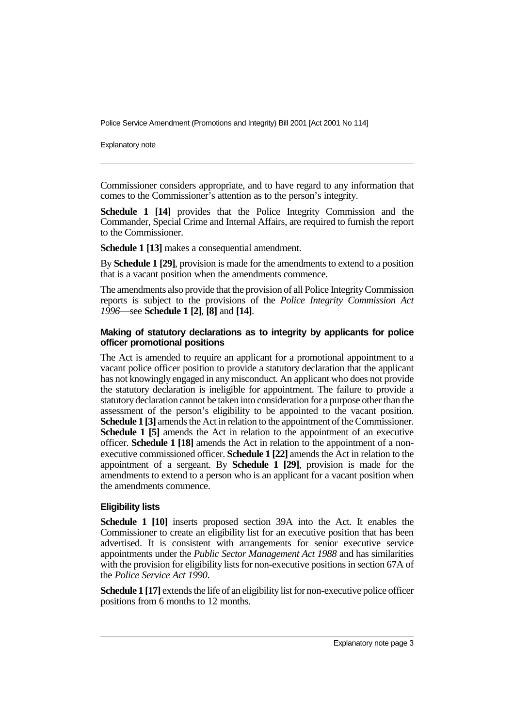Commissioner considers appropriate, and to have regard to any information that comes to the Commissioner's attention as to the person's integrity.

**Schedule 1 [14]** provides that the Police Integrity Commission and the Commander, Special Crime and Internal Affairs, are required to furnish the report to the Commissioner.

**Schedule 1 [13]** makes a consequential amendment.

By **Schedule 1 [29]**, provision is made for the amendments to extend to a position that is a vacant position when the amendments commence.

The amendments also provide that the provision of all Police Integrity Commission reports is subject to the provisions of the *Police Integrity Commission Act 1996*—see **Schedule 1 [2]**, **[8]** and **[14]**.

#### Making of statutory declarations as to integrity by applicants for police officer promotional positions

The Act is amended to require an applicant for a promotional appointment to a vacant police officer position to provide a statutory declaration that the applicant has not knowingly engaged in any misconduct. An applicant who does not provide the statutory declaration is ineligible for appointment. The failure to provide a statutory declaration cannot be taken into consideration for a purpose other than the assessment of the person's eligibility to be appointed to the vacant position. **Schedule 1 [3]** amends the Act in relation to the appointment of the Commissioner. **Schedule 1 [5]** amends the Act in relation to the appointment of an executive officer. **Schedule 1 [18]** amends the Act in relation to the appointment of a non-executive commissioned officer. **Schedule 1 [22]** amends the Act in relation to the appointment of a sergeant. By **Schedule 1 [29]**, provision is made for the amendments to extend to a person who is an applicant for a vacant position when the amendments commence.

#### Eligibility lists

**Schedule 1 [10]** inserts proposed section 39A into the Act. It enables the Commissioner to create an eligibility list for an executive position that has been advertised. It is consistent with arrangements for senior executive service appointments under the *Public Sector Management Act 1988* and has similarities with the provision for eligibility lists for non-executive positions in section 67A of the *Police Service Act 1990*.

**Schedule 1 [17]** extends the life of an eligibility list for non-executive police officer positions from 6 months to 12 months.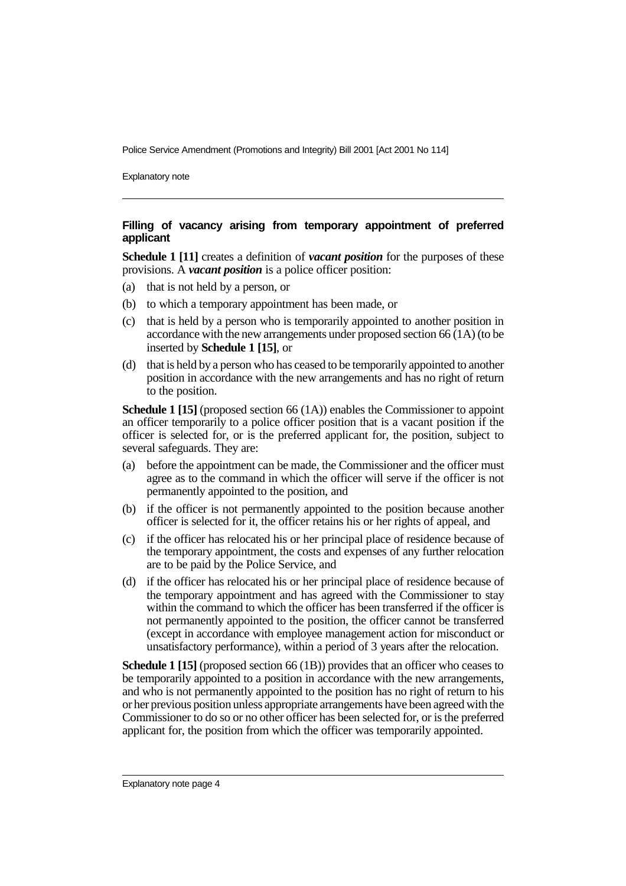### Filling of vacancy arising from temporary appointment of preferred applicant

**Schedule 1 [11]** creates a definition of ***vacant position*** for the purposes of these provisions. A ***vacant position*** is a police officer position:

(a) that is not held by a person, or

(b) to which a temporary appointment has been made, or

(c) that is held by a person who is temporarily appointed to another position in accordance with the new arrangements under proposed section 66 (1A) (to be inserted by **Schedule 1 [15]**, or

(d) that is held by a person who has ceased to be temporarily appointed to another position in accordance with the new arrangements and has no right of return to the position.

**Schedule 1 [15]** (proposed section 66 (1A)) enables the Commissioner to appoint an officer temporarily to a police officer position that is a vacant position if the officer is selected for, or is the preferred applicant for, the position, subject to several safeguards. They are:

(a) before the appointment can be made, the Commissioner and the officer must agree as to the command in which the officer will serve if the officer is not permanently appointed to the position, and

(b) if the officer is not permanently appointed to the position because another officer is selected for it, the officer retains his or her rights of appeal, and

(c) if the officer has relocated his or her principal place of residence because of the temporary appointment, the costs and expenses of any further relocation are to be paid by the Police Service, and

(d) if the officer has relocated his or her principal place of residence because of the temporary appointment and has agreed with the Commissioner to stay within the command to which the officer has been transferred if the officer is not permanently appointed to the position, the officer cannot be transferred (except in accordance with employee management action for misconduct or unsatisfactory performance), within a period of 3 years after the relocation.

**Schedule 1 [15]** (proposed section 66 (1B)) provides that an officer who ceases to be temporarily appointed to a position in accordance with the new arrangements, and who is not permanently appointed to the position has no right of return to his or her previous position unless appropriate arrangements have been agreed with the Commissioner to do so or no other officer has been selected for, or is the preferred applicant for, the position from which the officer was temporarily appointed.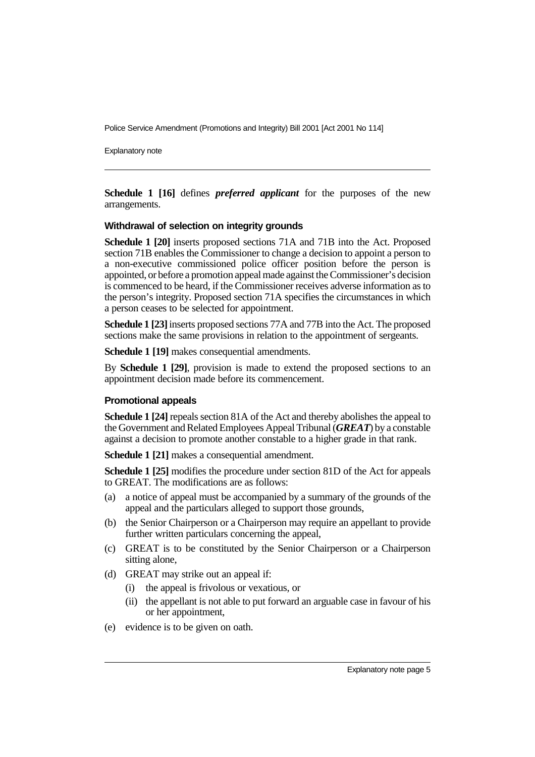**Schedule 1 [16]** defines ***preferred applicant*** for the purposes of the new arrangements.

#### Withdrawal of selection on integrity grounds

**Schedule 1 [20]** inserts proposed sections 71A and 71B into the Act. Proposed section 71B enables the Commissioner to change a decision to appoint a person to a non-executive commissioned police officer position before the person is appointed, or before a promotion appeal made against the Commissioner's decision is commenced to be heard, if the Commissioner receives adverse information as to the person's integrity. Proposed section 71A specifies the circumstances in which a person ceases to be selected for appointment.

**Schedule 1 [23]** inserts proposed sections 77A and 77B into the Act. The proposed sections make the same provisions in relation to the appointment of sergeants.

**Schedule 1 [19]** makes consequential amendments.

By **Schedule 1 [29]**, provision is made to extend the proposed sections to an appointment decision made before its commencement.

#### Promotional appeals

**Schedule 1 [24]** repeals section 81A of the Act and thereby abolishes the appeal to the Government and Related Employees Appeal Tribunal (***GREAT***) by a constable against a decision to promote another constable to a higher grade in that rank.

**Schedule 1 [21]** makes a consequential amendment.

**Schedule 1 [25]** modifies the procedure under section 81D of the Act for appeals to GREAT. The modifications are as follows:

(a) a notice of appeal must be accompanied by a summary of the grounds of the appeal and the particulars alleged to support those grounds,

(b) the Senior Chairperson or a Chairperson may require an appellant to provide further written particulars concerning the appeal,

(c) GREAT is to be constituted by the Senior Chairperson or a Chairperson sitting alone,

(d) GREAT may strike out an appeal if:
   - (i) the appeal is frivolous or vexatious, or
   - (ii) the appellant is not able to put forward an arguable case in favour of his or her appointment,

(e) evidence is to be given on oath.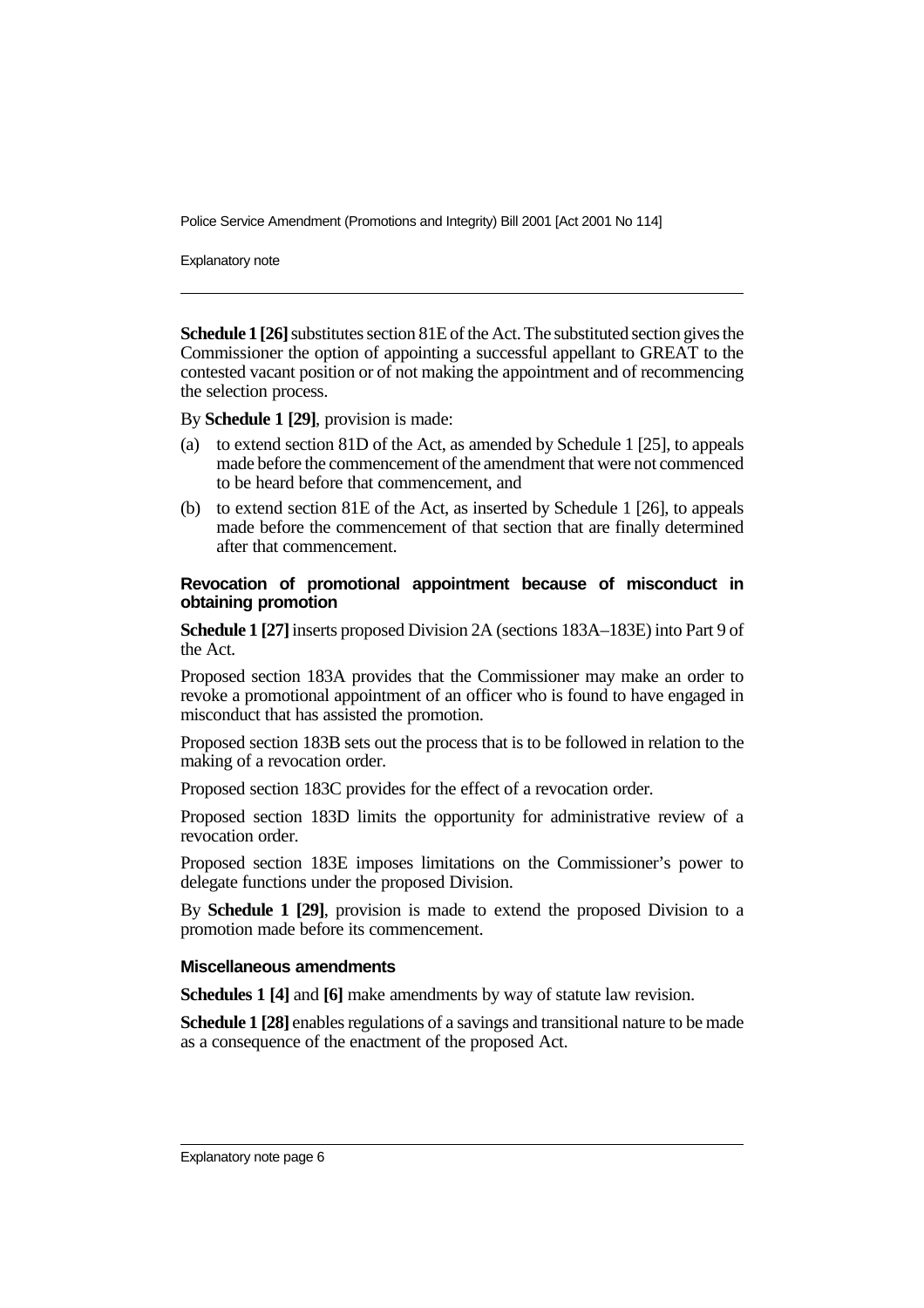**Schedule 1 [26]** substitutes section 81E of the Act. The substituted section gives the Commissioner the option of appointing a successful appellant to GREAT to the contested vacant position or of not making the appointment and of recommencing the selection process.

By **Schedule 1 [29]**, provision is made:

(a) to extend section 81D of the Act, as amended by Schedule 1 [25], to appeals made before the commencement of the amendment that were not commenced to be heard before that commencement, and

(b) to extend section 81E of the Act, as inserted by Schedule 1 [26], to appeals made before the commencement of that section that are finally determined after that commencement.

#### Revocation of promotional appointment because of misconduct in obtaining promotion

**Schedule 1 [27]** inserts proposed Division 2A (sections 183A–183E) into Part 9 of the Act.

Proposed section 183A provides that the Commissioner may make an order to revoke a promotional appointment of an officer who is found to have engaged in misconduct that has assisted the promotion.

Proposed section 183B sets out the process that is to be followed in relation to the making of a revocation order.

Proposed section 183C provides for the effect of a revocation order.

Proposed section 183D limits the opportunity for administrative review of a revocation order.

Proposed section 183E imposes limitations on the Commissioner's power to delegate functions under the proposed Division.

By **Schedule 1 [29]**, provision is made to extend the proposed Division to a promotion made before its commencement.

#### Miscellaneous amendments

**Schedules 1 [4]** and **[6]** make amendments by way of statute law revision.

**Schedule 1 [28]** enables regulations of a savings and transitional nature to be made as a consequence of the enactment of the proposed Act.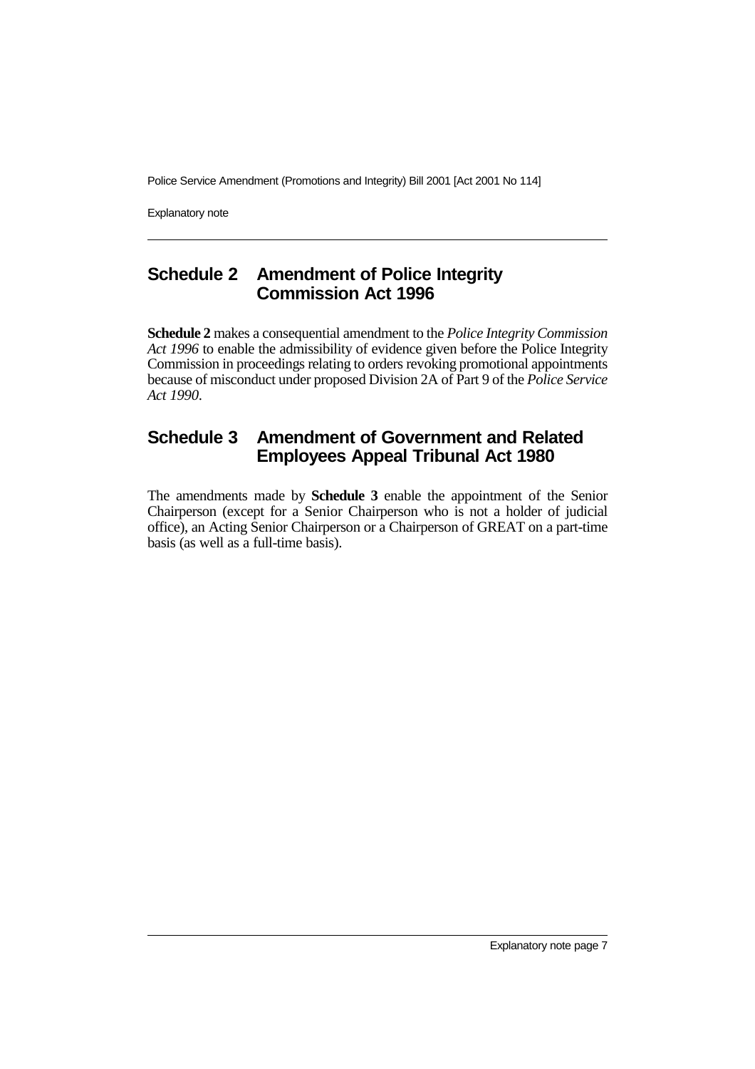## Schedule 2 Amendment of Police Integrity Commission Act 1996

**Schedule 2** makes a consequential amendment to the *Police Integrity Commission Act 1996* to enable the admissibility of evidence given before the Police Integrity Commission in proceedings relating to orders revoking promotional appointments because of misconduct under proposed Division 2A of Part 9 of the *Police Service Act 1990*.

## Schedule 3 Amendment of Government and Related Employees Appeal Tribunal Act 1980

The amendments made by **Schedule 3** enable the appointment of the Senior Chairperson (except for a Senior Chairperson who is not a holder of judicial office), an Acting Senior Chairperson or a Chairperson of GREAT on a part-time basis (as well as a full-time basis).